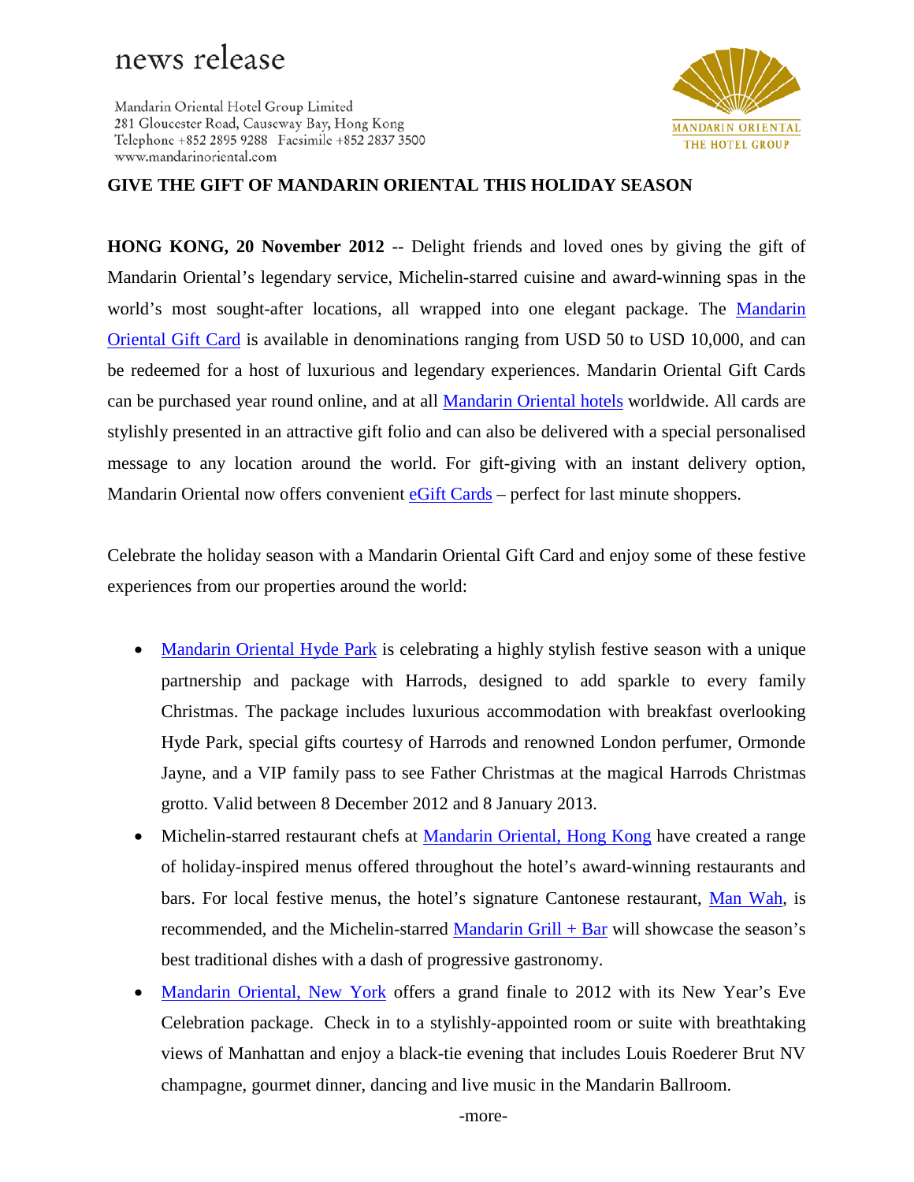news release

Mandarin Oriental Hotel Group Limited
281 Gloucester Road, Causeway Bay, Hong Kong
Telephone +852 2895 9288 Facsimile +852 2837 3500
www.mandarinoriental.com

MANDARIN ORIENTAL
THE HOTEL GROUP

# GIVE THE GIFT OF MANDARIN ORIENTAL THIS HOLIDAY SEASON

**HONG KONG, 20 November 2012** -- Delight friends and loved ones by giving the gift of Mandarin Oriental's legendary service, Michelin-starred cuisine and award-winning spas in the world's most sought-after locations, all wrapped into one elegant package. The Mandarin Oriental Gift Card is available in denominations ranging from USD 50 to USD 10,000, and can be redeemed for a host of luxurious and legendary experiences. Mandarin Oriental Gift Cards can be purchased year round online, and at all Mandarin Oriental hotels worldwide. All cards are stylishly presented in an attractive gift folio and can also be delivered with a special personalised message to any location around the world. For gift-giving with an instant delivery option, Mandarin Oriental now offers convenient eGift Cards – perfect for last minute shoppers.

Celebrate the holiday season with a Mandarin Oriental Gift Card and enjoy some of these festive experiences from our properties around the world:

- Mandarin Oriental Hyde Park is celebrating a highly stylish festive season with a unique partnership and package with Harrods, designed to add sparkle to every family Christmas. The package includes luxurious accommodation with breakfast overlooking Hyde Park, special gifts courtesy of Harrods and renowned London perfumer, Ormonde Jayne, and a VIP family pass to see Father Christmas at the magical Harrods Christmas grotto. Valid between 8 December 2012 and 8 January 2013.
- Michelin-starred restaurant chefs at Mandarin Oriental, Hong Kong have created a range of holiday-inspired menus offered throughout the hotel's award-winning restaurants and bars. For local festive menus, the hotel's signature Cantonese restaurant, Man Wah, is recommended, and the Michelin-starred Mandarin Grill + Bar will showcase the season's best traditional dishes with a dash of progressive gastronomy.
- Mandarin Oriental, New York offers a grand finale to 2012 with its New Year's Eve Celebration package. Check in to a stylishly-appointed room or suite with breathtaking views of Manhattan and enjoy a black-tie evening that includes Louis Roederer Brut NV champagne, gourmet dinner, dancing and live music in the Mandarin Ballroom.

-more-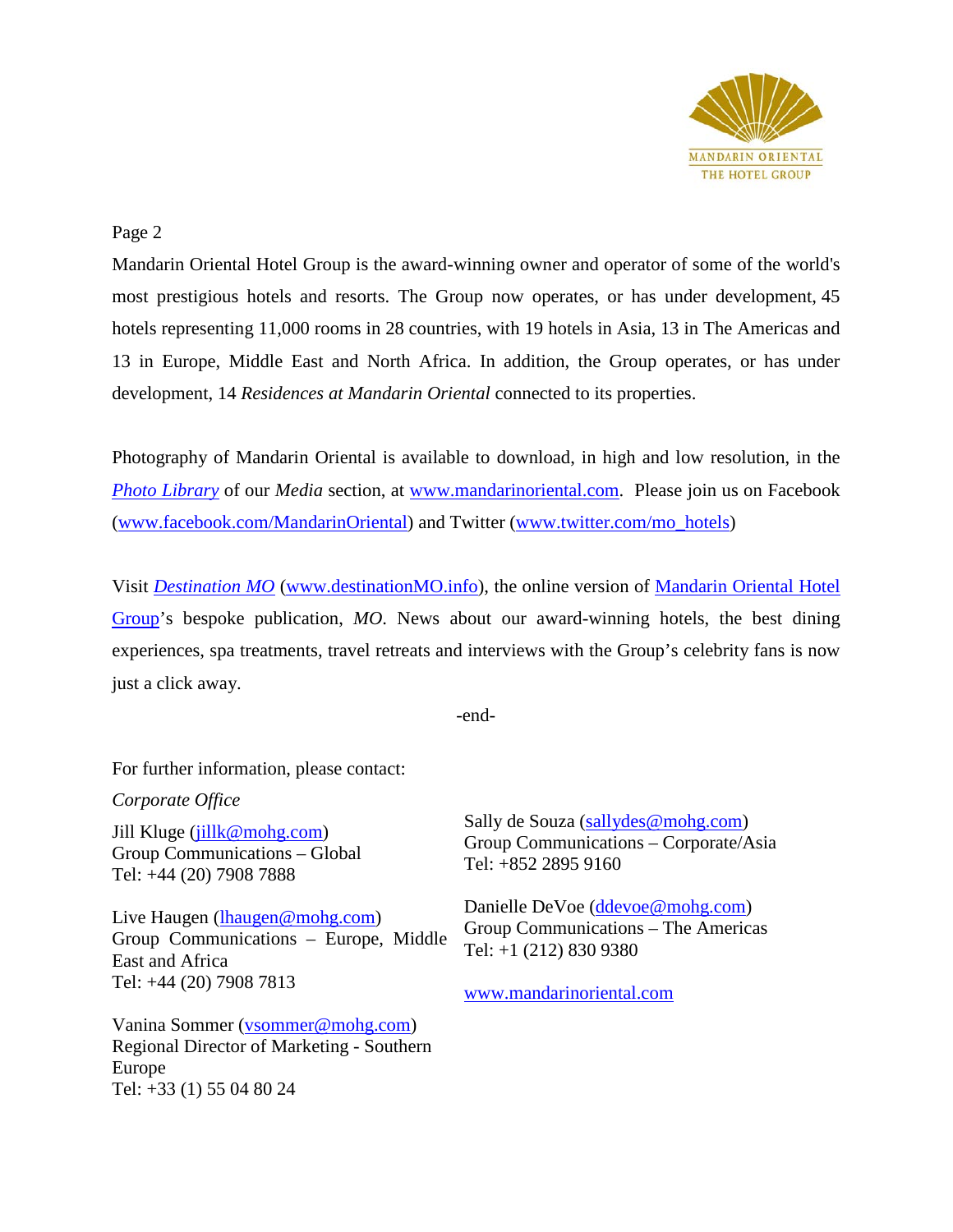Mandarin Oriental Hotel Group is the award-winning owner and operator of some of the world's most prestigious hotels and resorts. The Group now operates, or has under development, 45 hotels representing 11,000 rooms in 28 countries, with 19 hotels in Asia, 13 in The Americas and 13 in Europe, Middle East and North Africa. In addition, the Group operates, or has under development, 14 *Residences at Mandarin Oriental* connected to its properties.

Photography of Mandarin Oriental is available to download, in high and low resolution, in the *Photo Library* of our *Media* section, at www.mandarinoriental.com. Please join us on Facebook (www.facebook.com/MandarinOriental) and Twitter (www.twitter.com/mo_hotels)

Visit *Destination MO* (www.destinationMO.info), the online version of Mandarin Oriental Hotel Group's bespoke publication, *MO*. News about our award-winning hotels, the best dining experiences, spa treatments, travel retreats and interviews with the Group's celebrity fans is now just a click away.

-end-

For further information, please contact:

*Corporate Office*

Jill Kluge (jillk@mohg.com)
Group Communications – Global
Tel: +44 (20) 7908 7888

Live Haugen (lhaugen@mohg.com)
Group Communications – Europe, Middle East and Africa
Tel: +44 (20) 7908 7813

Vanina Sommer (vsommer@mohg.com)
Regional Director of Marketing - Southern Europe
Tel: +33 (1) 55 04 80 24

Sally de Souza (sallydes@mohg.com)
Group Communications – Corporate/Asia
Tel: +852 2895 9160

Danielle DeVoe (ddevoe@mohg.com)
Group Communications – The Americas
Tel: +1 (212) 830 9380

www.mandarinoriental.com